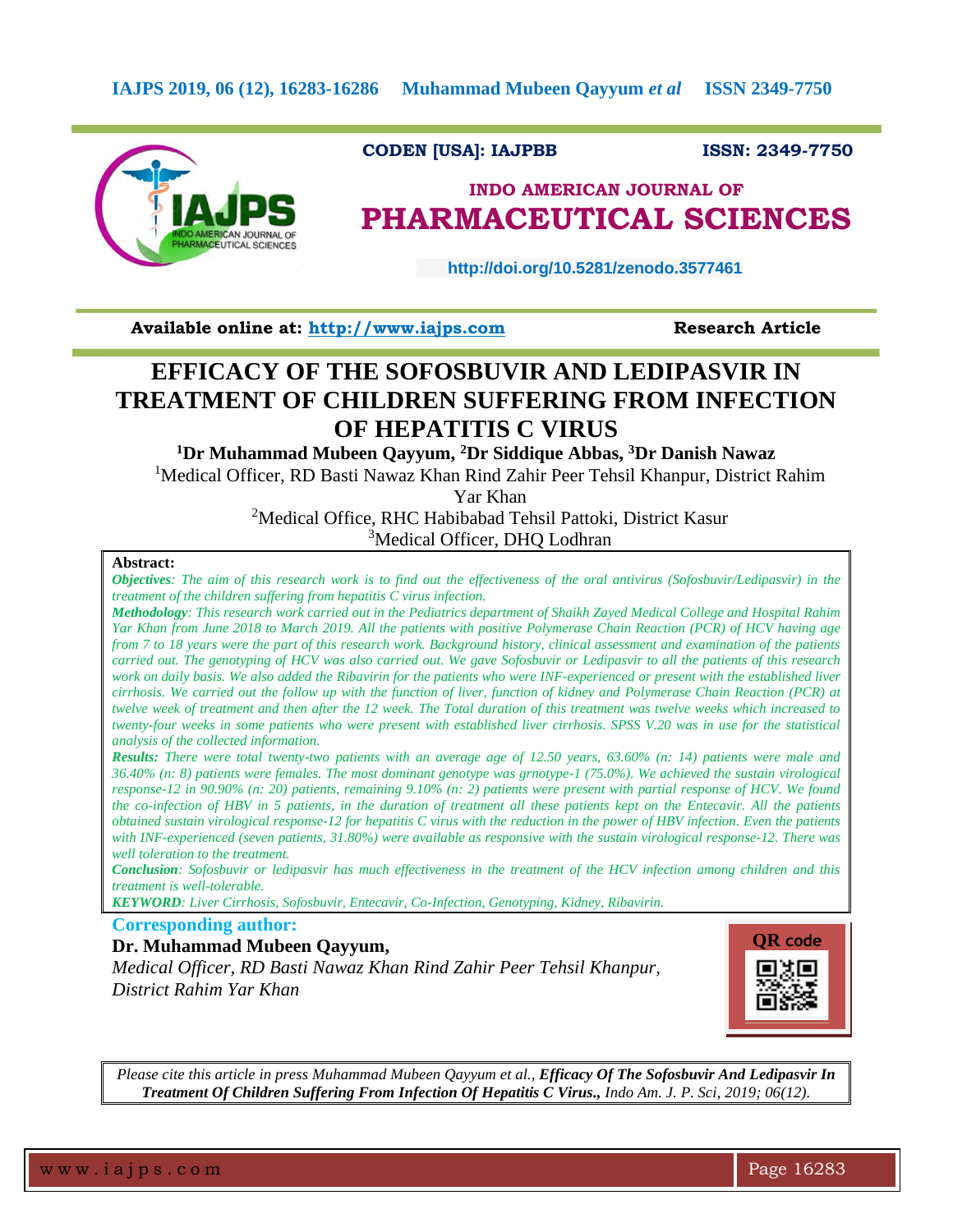CODEN [USA]: IAJPBB ISSN: 2349-7750

**INDO AMERICAN JOURNAL OF**
**PHARMACEUTICAL SCIENCES**

http://doi.org/10.5281/zenodo.3577461

**Available online at: http://www.iajps.com** **Research Article**

# EFFICACY OF THE SOFOSBUVIR AND LEDIPASVIR IN TREATMENT OF CHILDREN SUFFERING FROM INFECTION OF HEPATITIS C VIRUS

**[1]Dr Muhammad Mubeen Qayyum, [2]Dr Siddique Abbas, [3]Dr Danish Nawaz**

[1]Medical Officer, RD Basti Nawaz Khan Rind Zahir Peer Tehsil Khanpur, District Rahim Yar Khan

[2]Medical Office, RHC Habibabad Tehsil Pattoki, District Kasur

[3]Medical Officer, DHQ Lodhran

**Abstract:**

***Objectives***: *The aim of this research work is to find out the effectiveness of the oral antivirus (Sofosbuvir/Ledipasvir) in the treatment of the children suffering from hepatitis C virus infection.*

***Methodology***: *This research work carried out in the Pediatrics department of Shaikh Zayed Medical College and Hospital Rahim Yar Khan from June 2018 to March 2019. All the patients with positive Polymerase Chain Reaction (PCR) of HCV having age from 7 to 18 years were the part of this research work. Background history, clinical assessment and examination of the patients carried out. The genotyping of HCV was also carried out. We gave Sofosbuvir or Ledipasvir to all the patients of this research work on daily basis. We also added the Ribavirin for the patients who were INF-experienced or present with the established liver cirrhosis. We carried out the follow up with the function of liver, function of kidney and Polymerase Chain Reaction (PCR) at twelve week of treatment and then after the 12 week. The Total duration of this treatment was twelve weeks which increased to twenty-four weeks in some patients who were present with established liver cirrhosis. SPSS V.20 was in use for the statistical analysis of the collected information.*

***Results:*** *There were total twenty-two patients with an average age of 12.50 years, 63.60% (n: 14) patients were male and 36.40% (n: 8) patients were females. The most dominant genotype was grnotype-1 (75.0%). We achieved the sustain virological response-12 in 90.90% (n: 20) patients, remaining 9.10% (n: 2) patients were present with partial response of HCV. We found the co-infection of HBV in 5 patients, in the duration of treatment all these patients kept on the Entecavir. All the patients obtained sustain virological response-12 for hepatitis C virus with the reduction in the power of HBV infection. Even the patients with INF-experienced (seven patients, 31.80%) were available as responsive with the sustain virological response-12. There was well toleration to the treatment.*

***Conclusion***: *Sofosbuvir or ledipasvir has much effectiveness in the treatment of the HCV infection among children and this treatment is well-tolerable.*

***KEYWORD***: *Liver Cirrhosis, Sofosbuvir, Entecavir, Co-Infection, Genotyping, Kidney, Ribavirin.*

**Corresponding author:**

**Dr. Muhammad Mubeen Qayyum,**

*Medical Officer, RD Basti Nawaz Khan Rind Zahir Peer Tehsil Khanpur, District Rahim Yar Khan*

QR code

*Please cite this article in press Muhammad Mubeen Qayyum et al.,* ***Efficacy Of The Sofosbuvir And Ledipasvir In Treatment Of Children Suffering From Infection Of Hepatitis C Virus.,*** *Indo Am. J. P. Sci, 2019; 06(12).*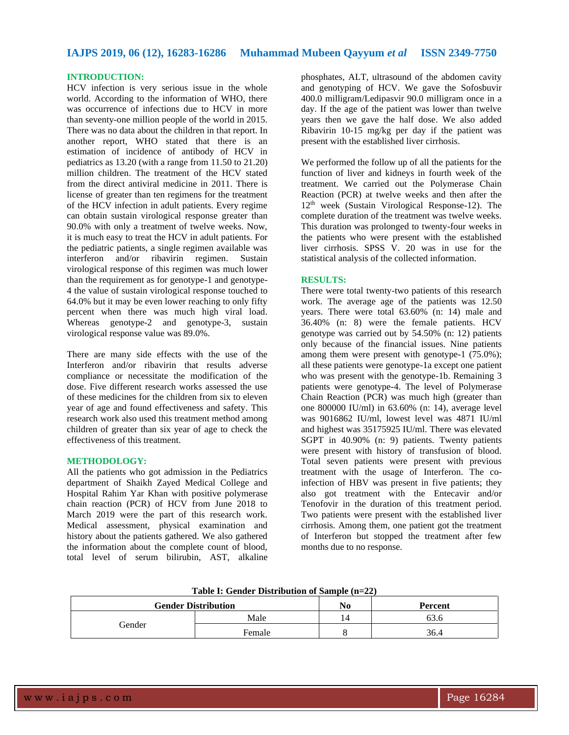## INTRODUCTION:

HCV infection is very serious issue in the whole world. According to the information of WHO, there was occurrence of infections due to HCV in more than seventy-one million people of the world in 2015. There was no data about the children in that report. In another report, WHO stated that there is an estimation of incidence of antibody of HCV in pediatrics as 13.20 (with a range from 11.50 to 21.20) million children. The treatment of the HCV stated from the direct antiviral medicine in 2011. There is license of greater than ten regimens for the treatment of the HCV infection in adult patients. Every regime can obtain sustain virological response greater than 90.0% with only a treatment of twelve weeks. Now, it is much easy to treat the HCV in adult patients. For the pediatric patients, a single regimen available was interferon and/or ribavirin regimen. Sustain virological response of this regimen was much lower than the requirement as for genotype-1 and genotype-4 the value of sustain virological response touched to 64.0% but it may be even lower reaching to only fifty percent when there was much high viral load. Whereas genotype-2 and genotype-3, sustain virological response value was 89.0%.

There are many side effects with the use of the Interferon and/or ribavirin that results adverse compliance or necessitate the modification of the dose. Five different research works assessed the use of these medicines for the children from six to eleven year of age and found effectiveness and safety. This research work also used this treatment method among children of greater than six year of age to check the effectiveness of this treatment.

## METHODOLOGY:

All the patients who got admission in the Pediatrics department of Shaikh Zayed Medical College and Hospital Rahim Yar Khan with positive polymerase chain reaction (PCR) of HCV from June 2018 to March 2019 were the part of this research work. Medical assessment, physical examination and history about the patients gathered. We also gathered the information about the complete count of blood, total level of serum bilirubin, AST, alkaline phosphates, ALT, ultrasound of the abdomen cavity and genotyping of HCV. We gave the Sofosbuvir 400.0 milligram/Ledipasvir 90.0 milligram once in a day. If the age of the patient was lower than twelve years then we gave the half dose. We also added Ribavirin 10-15 mg/kg per day if the patient was present with the established liver cirrhosis.

We performed the follow up of all the patients for the function of liver and kidneys in fourth week of the treatment. We carried out the Polymerase Chain Reaction (PCR) at twelve weeks and then after the 12th week (Sustain Virological Response-12). The complete duration of the treatment was twelve weeks. This duration was prolonged to twenty-four weeks in the patients who were present with the established liver cirrhosis. SPSS V. 20 was in use for the statistical analysis of the collected information.

## RESULTS:

There were total twenty-two patients of this research work. The average age of the patients was 12.50 years. There were total 63.60% (n: 14) male and 36.40% (n: 8) were the female patients. HCV genotype was carried out by 54.50% (n: 12) patients only because of the financial issues. Nine patients among them were present with genotype-1 (75.0%); all these patients were genotype-1a except one patient who was present with the genotype-1b. Remaining 3 patients were genotype-4. The level of Polymerase Chain Reaction (PCR) was much high (greater than one 800000 IU/ml) in 63.60% (n: 14), average level was 9016862 IU/ml, lowest level was 4871 IU/ml and highest was 35175925 IU/ml. There was elevated SGPT in 40.90% (n: 9) patients. Twenty patients were present with history of transfusion of blood. Total seven patients were present with previous treatment with the usage of Interferon. The co-infection of HBV was present in five patients; they also got treatment with the Entecavir and/or Tenofovir in the duration of this treatment period. Two patients were present with the established liver cirrhosis. Among them, one patient got the treatment of Interferon but stopped the treatment after few months due to no response.

**Table I: Gender Distribution of Sample (n=22)**

| Gender Distribution | | No | Percent |
|---|---|---|---|
| Gender | Male | 14 | 63.6 |
| | Female | 8 | 36.4 |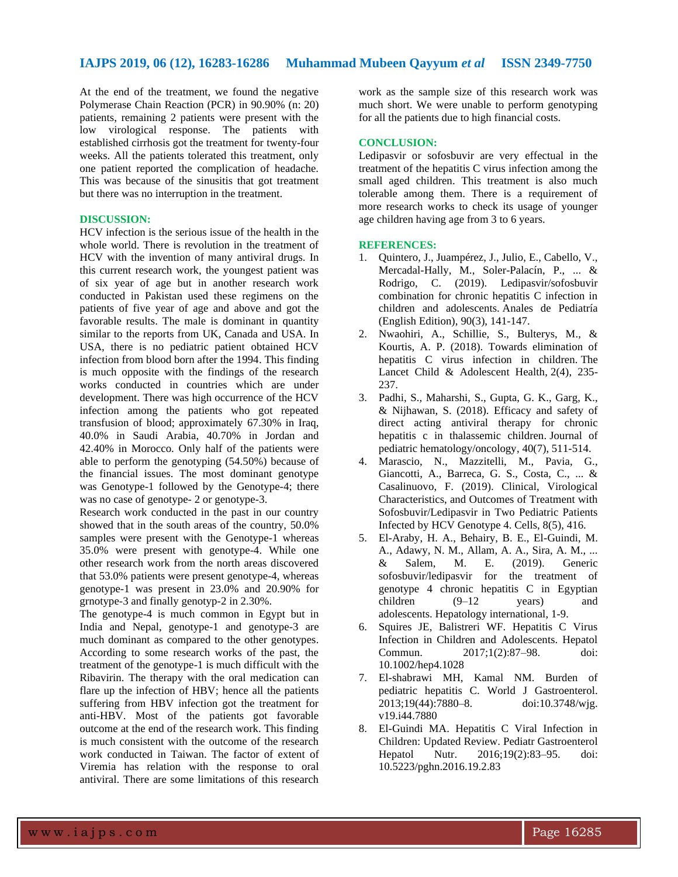At the end of the treatment, we found the negative Polymerase Chain Reaction (PCR) in 90.90% (n: 20) patients, remaining 2 patients were present with the low virological response. The patients with established cirrhosis got the treatment for twenty-four weeks. All the patients tolerated this treatment, only one patient reported the complication of headache. This was because of the sinusitis that got treatment but there was no interruption in the treatment.

## DISCUSSION:

HCV infection is the serious issue of the health in the whole world. There is revolution in the treatment of HCV with the invention of many antiviral drugs. In this current research work, the youngest patient was of six year of age but in another research work conducted in Pakistan used these regimens on the patients of five year of age and above and got the favorable results. The male is dominant in quantity similar to the reports from UK, Canada and USA. In USA, there is no pediatric patient obtained HCV infection from blood born after the 1994. This finding is much opposite with the findings of the research works conducted in countries which are under development. There was high occurrence of the HCV infection among the patients who got repeated transfusion of blood; approximately 67.30% in Iraq, 40.0% in Saudi Arabia, 40.70% in Jordan and 42.40% in Morocco. Only half of the patients were able to perform the genotyping (54.50%) because of the financial issues. The most dominant genotype was Genotype-1 followed by the Genotype-4; there was no case of genotype- 2 or genotype-3.

Research work conducted in the past in our country showed that in the south areas of the country, 50.0% samples were present with the Genotype-1 whereas 35.0% were present with genotype-4. While one other research work from the north areas discovered that 53.0% patients were present genotype-4, whereas genotype-1 was present in 23.0% and 20.90% for grnotype-3 and finally genotyp-2 in 2.30%.

The genotype-4 is much common in Egypt but in India and Nepal, genotype-1 and genotype-3 are much dominant as compared to the other genotypes. According to some research works of the past, the treatment of the genotype-1 is much difficult with the Ribavirin. The therapy with the oral medication can flare up the infection of HBV; hence all the patients suffering from HBV infection got the treatment for anti-HBV. Most of the patients got favorable outcome at the end of the research work. This finding is much consistent with the outcome of the research work conducted in Taiwan. The factor of extent of Viremia has relation with the response to oral antiviral. There are some limitations of this research work as the sample size of this research work was much short. We were unable to perform genotyping for all the patients due to high financial costs.

## CONCLUSION:

Ledipasvir or sofosbuvir are very effectual in the treatment of the hepatitis C virus infection among the small aged children. This treatment is also much tolerable among them. There is a requirement of more research works to check its usage of younger age children having age from 3 to 6 years.

## REFERENCES:

1. Quintero, J., Juampérez, J., Julio, E., Cabello, V., Mercadal-Hally, M., Soler-Palacín, P., ... & Rodrigo, C. (2019). Ledipasvir/sofosbuvir combination for chronic hepatitis C infection in children and adolescents. Anales de Pediatría (English Edition), 90(3), 141-147.
2. Nwaohiri, A., Schillie, S., Bulterys, M., & Kourtis, A. P. (2018). Towards elimination of hepatitis C virus infection in children. The Lancet Child & Adolescent Health, 2(4), 235-237.
3. Padhi, S., Maharshi, S., Gupta, G. K., Garg, K., & Nijhawan, S. (2018). Efficacy and safety of direct acting antiviral therapy for chronic hepatitis c in thalassemic children. Journal of pediatric hematology/oncology, 40(7), 511-514.
4. Marascio, N., Mazzitelli, M., Pavia, G., Giancotti, A., Barreca, G. S., Costa, C., ... & Casalinuovo, F. (2019). Clinical, Virological Characteristics, and Outcomes of Treatment with Sofosbuvir/Ledipasvir in Two Pediatric Patients Infected by HCV Genotype 4. Cells, 8(5), 416.
5. El-Araby, H. A., Behairy, B. E., El-Guindi, M. A., Adawy, N. M., Allam, A. A., Sira, A. M., ... & Salem, M. E. (2019). Generic sofosbuvir/ledipasvir for the treatment of genotype 4 chronic hepatitis C in Egyptian children (9–12 years) and adolescents. Hepatology international, 1-9.
6. Squires JE, Balistreri WF. Hepatitis C Virus Infection in Children and Adolescents. Hepatol Commun. 2017;1(2):87–98. doi: 10.1002/hep4.1028
7. El-shabrawi MH, Kamal NM. Burden of pediatric hepatitis C. World J Gastroenterol. 2013;19(44):7880–8. doi:10.3748/wjg.v19.i44.7880
8. El-Guindi MA. Hepatitis C Viral Infection in Children: Updated Review. Pediatr Gastroenterol Hepatol Nutr. 2016;19(2):83–95. doi: 10.5223/pghn.2016.19.2.83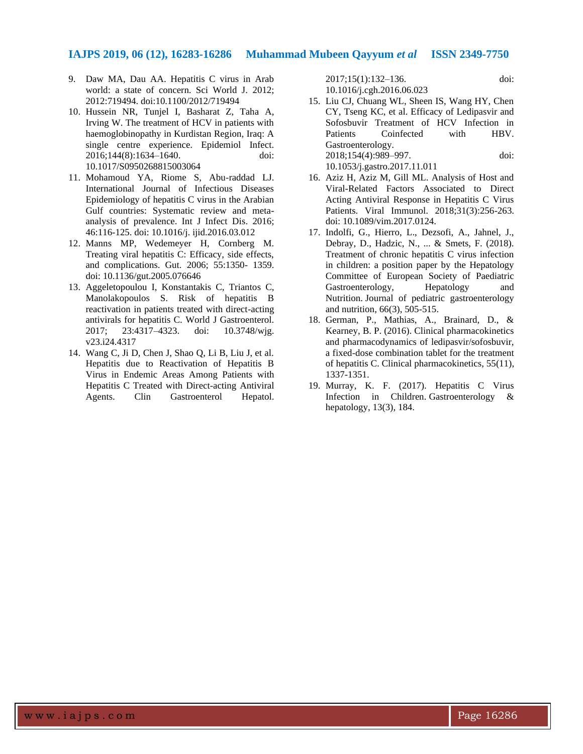9. Daw MA, Dau AA. Hepatitis C virus in Arab world: a state of concern. Sci World J. 2012; 2012:719494. doi:10.1100/2012/719494
10. Hussein NR, Tunjel I, Basharat Z, Taha A, Irving W. The treatment of HCV in patients with haemoglobinopathy in Kurdistan Region, Iraq: A single centre experience. Epidemiol Infect. 2016;144(8):1634–1640. doi: 10.1017/S0950268815003064
11. Mohamoud YA, Riome S, Abu-raddad LJ. International Journal of Infectious Diseases Epidemiology of hepatitis C virus in the Arabian Gulf countries: Systematic review and meta-analysis of prevalence. Int J Infect Dis. 2016; 46:116-125. doi: 10.1016/j. ijid.2016.03.012
12. Manns MP, Wedemeyer H, Cornberg M. Treating viral hepatitis C: Efficacy, side effects, and complications. Gut. 2006; 55:1350- 1359. doi: 10.1136/gut.2005.076646
13. Aggeletopoulou I, Konstantakis C, Triantos C, Manolakopoulos S. Risk of hepatitis B reactivation in patients treated with direct-acting antivirals for hepatitis C. World J Gastroenterol. 2017; 23:4317–4323. doi: 10.3748/wjg. v23.i24.4317
14. Wang C, Ji D, Chen J, Shao Q, Li B, Liu J, et al. Hepatitis due to Reactivation of Hepatitis B Virus in Endemic Areas Among Patients with Hepatitis C Treated with Direct-acting Antiviral Agents. Clin Gastroenterol Hepatol. 2017;15(1):132–136. doi: 10.1016/j.cgh.2016.06.023
15. Liu CJ, Chuang WL, Sheen IS, Wang HY, Chen CY, Tseng KC, et al. Efficacy of Ledipasvir and Sofosbuvir Treatment of HCV Infection in Patients Coinfected with HBV. Gastroenterology. 2018;154(4):989–997. doi: 10.1053/j.gastro.2017.11.011
16. Aziz H, Aziz M, Gill ML. Analysis of Host and Viral-Related Factors Associated to Direct Acting Antiviral Response in Hepatitis C Virus Patients. Viral Immunol. 2018;31(3):256-263. doi: 10.1089/vim.2017.0124.
17. Indolfi, G., Hierro, L., Dezsofi, A., Jahnel, J., Debray, D., Hadzic, N., ... & Smets, F. (2018). Treatment of chronic hepatitis C virus infection in children: a position paper by the Hepatology Committee of European Society of Paediatric Gastroenterology, Hepatology and Nutrition. Journal of pediatric gastroenterology and nutrition, 66(3), 505-515.
18. German, P., Mathias, A., Brainard, D., & Kearney, B. P. (2016). Clinical pharmacokinetics and pharmacodynamics of ledipasvir/sofosbuvir, a fixed-dose combination tablet for the treatment of hepatitis C. Clinical pharmacokinetics, 55(11), 1337-1351.
19. Murray, K. F. (2017). Hepatitis C Virus Infection in Children. Gastroenterology & hepatology, 13(3), 184.